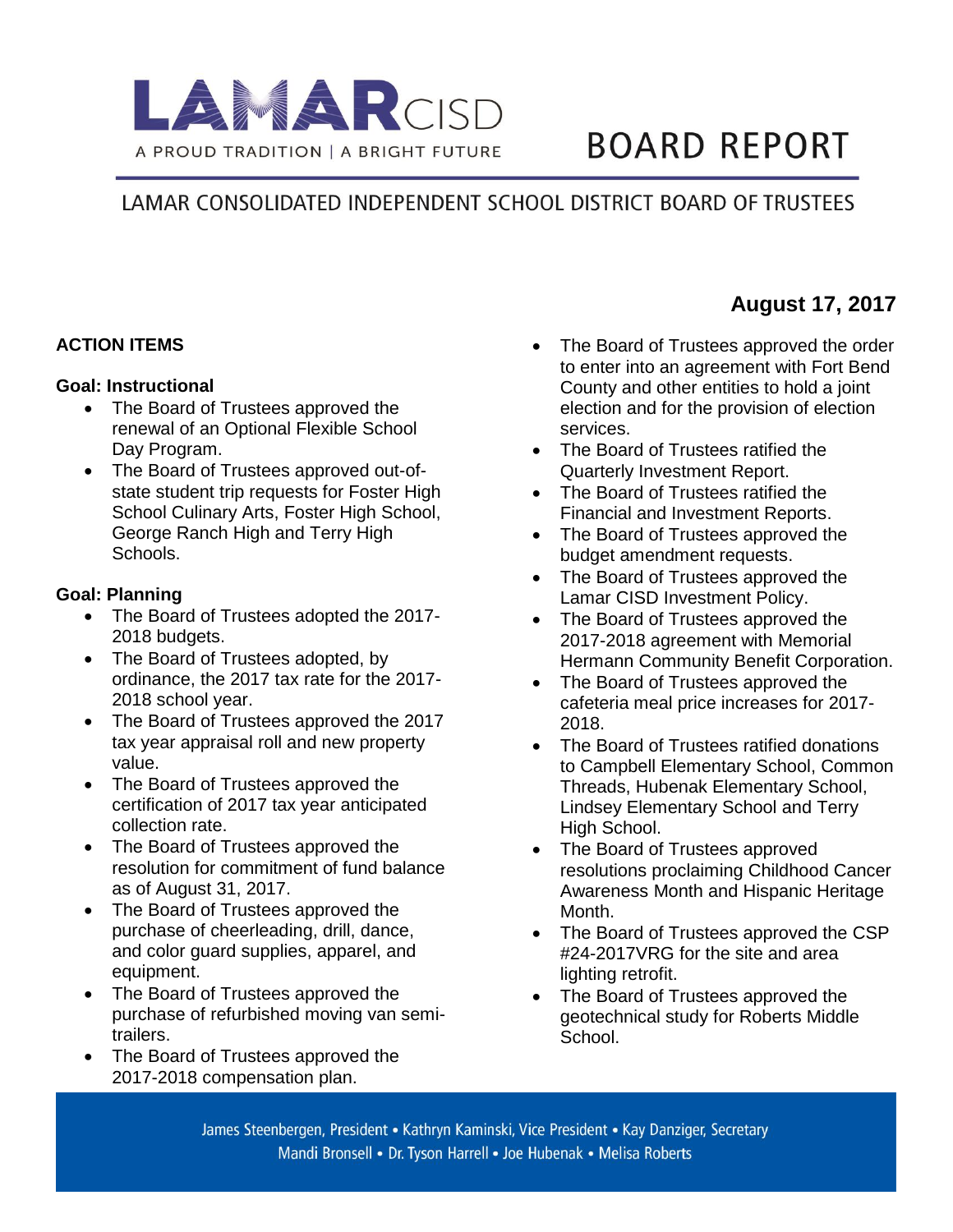LAMAR CISD

A PROUD TRADITION | A BRIGHT FUTURE

# BOARD REPORT

LAMAR CONSOLIDATED INDEPENDENT SCHOOL DISTRICT BOARD OF TRUSTEES

**August 17, 2017**

## ACTION ITEMS

### Goal: Instructional

- The Board of Trustees approved the renewal of an Optional Flexible School Day Program.
- The Board of Trustees approved out-of-state student trip requests for Foster High School Culinary Arts, Foster High School, George Ranch High and Terry High Schools.

### Goal: Planning

- The Board of Trustees adopted the 2017-2018 budgets.
- The Board of Trustees adopted, by ordinance, the 2017 tax rate for the 2017-2018 school year.
- The Board of Trustees approved the 2017 tax year appraisal roll and new property value.
- The Board of Trustees approved the certification of 2017 tax year anticipated collection rate.
- The Board of Trustees approved the resolution for commitment of fund balance as of August 31, 2017.
- The Board of Trustees approved the purchase of cheerleading, drill, dance, and color guard supplies, apparel, and equipment.
- The Board of Trustees approved the purchase of refurbished moving van semi-trailers.
- The Board of Trustees approved the 2017-2018 compensation plan.
- The Board of Trustees approved the order to enter into an agreement with Fort Bend County and other entities to hold a joint election and for the provision of election services.
- The Board of Trustees ratified the Quarterly Investment Report.
- The Board of Trustees ratified the Financial and Investment Reports.
- The Board of Trustees approved the budget amendment requests.
- The Board of Trustees approved the Lamar CISD Investment Policy.
- The Board of Trustees approved the 2017-2018 agreement with Memorial Hermann Community Benefit Corporation.
- The Board of Trustees approved the cafeteria meal price increases for 2017-2018.
- The Board of Trustees ratified donations to Campbell Elementary School, Common Threads, Hubenak Elementary School, Lindsey Elementary School and Terry High School.
- The Board of Trustees approved resolutions proclaiming Childhood Cancer Awareness Month and Hispanic Heritage Month.
- The Board of Trustees approved the CSP #24-2017VRG for the site and area lighting retrofit.
- The Board of Trustees approved the geotechnical study for Roberts Middle School.

James Steenbergen, President • Kathryn Kaminski, Vice President • Kay Danziger, Secretary
Mandi Bronsell • Dr. Tyson Harrell • Joe Hubenak • Melisa Roberts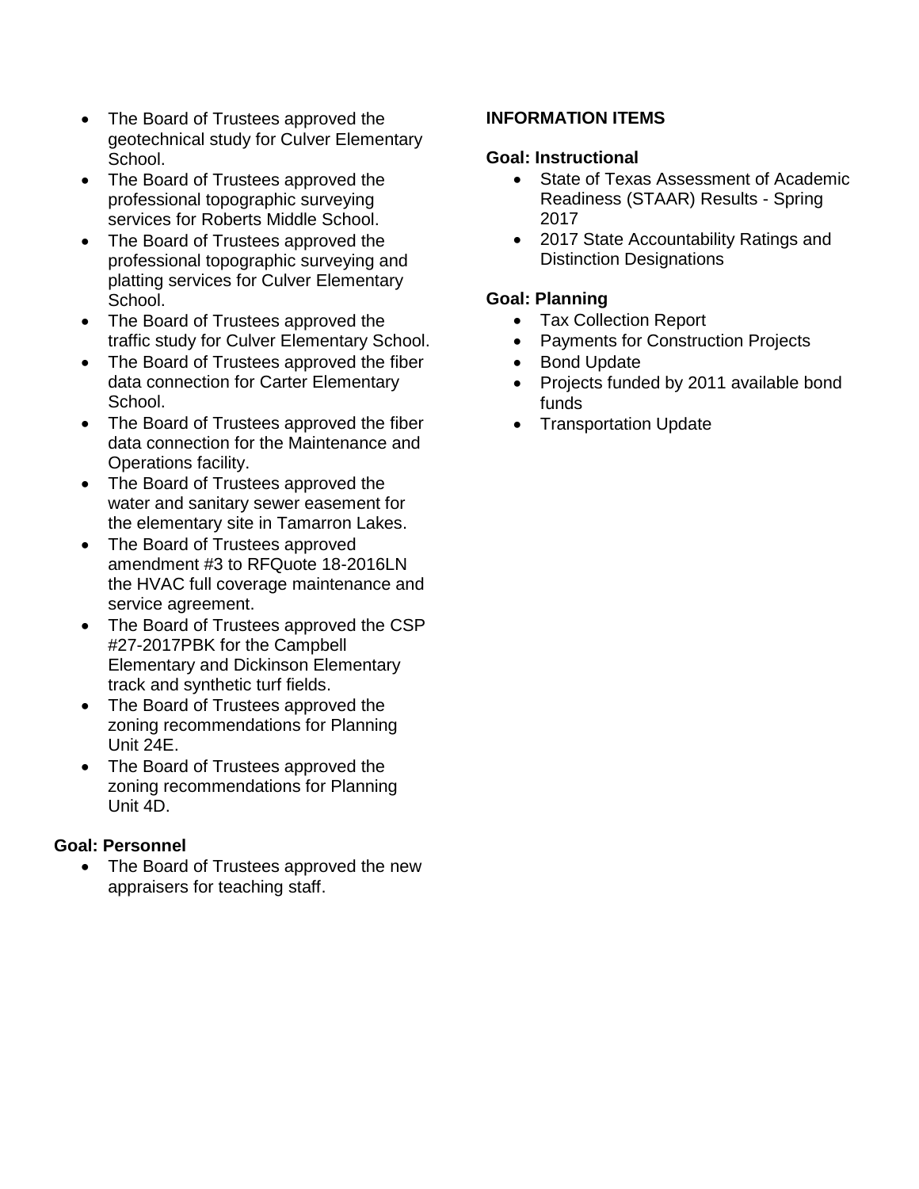- The Board of Trustees approved the geotechnical study for Culver Elementary School.
- The Board of Trustees approved the professional topographic surveying services for Roberts Middle School.
- The Board of Trustees approved the professional topographic surveying and platting services for Culver Elementary School.
- The Board of Trustees approved the traffic study for Culver Elementary School.
- The Board of Trustees approved the fiber data connection for Carter Elementary School.
- The Board of Trustees approved the fiber data connection for the Maintenance and Operations facility.
- The Board of Trustees approved the water and sanitary sewer easement for the elementary site in Tamarron Lakes.
- The Board of Trustees approved amendment #3 to RFQuote 18-2016LN the HVAC full coverage maintenance and service agreement.
- The Board of Trustees approved the CSP #27-2017PBK for the Campbell Elementary and Dickinson Elementary track and synthetic turf fields.
- The Board of Trustees approved the zoning recommendations for Planning Unit 24E.
- The Board of Trustees approved the zoning recommendations for Planning Unit 4D.

**Goal: Personnel**

- The Board of Trustees approved the new appraisers for teaching staff.

**INFORMATION ITEMS**

**Goal: Instructional**

- State of Texas Assessment of Academic Readiness (STAAR) Results - Spring 2017
- 2017 State Accountability Ratings and Distinction Designations

**Goal: Planning**

- Tax Collection Report
- Payments for Construction Projects
- Bond Update
- Projects funded by 2011 available bond funds
- Transportation Update